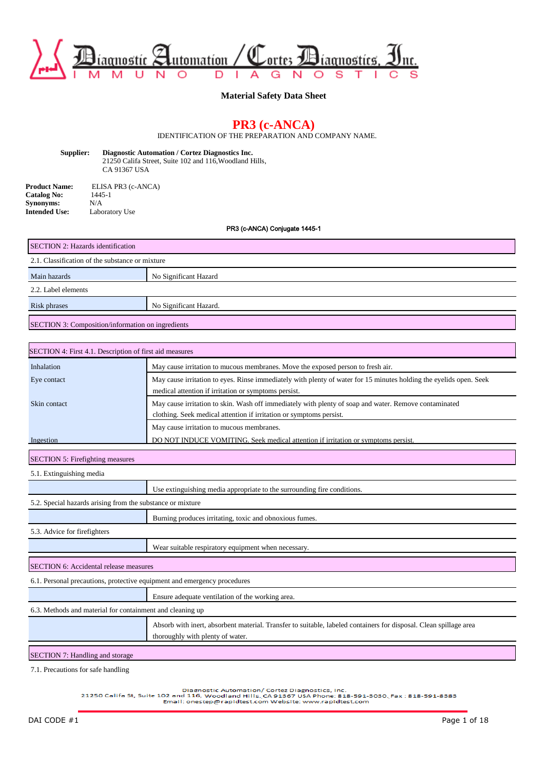Diagnostic Automation / Cortez Diagnostics, Inc.

IMMUNO DIAGNOSTICS

**Material Safety Data Sheet**

# PR3 (c-ANCA)

IDENTIFICATION OF THE PREPARATION AND COMPANY NAME.

**Supplier:** **Diagnostic Automation / Cortez Diagnostics Inc.**
21250 Califa Street, Suite 102 and 116,Woodland Hills,
CA 91367 USA

**Product Name:** ELISA PR3 (c-ANCA)
**Catalog No:** 1445-1
**Synonyms:** N/A
**Intended Use:** Laboratory Use

**PR3 (c-ANCA) Conjugate 1445-1**

| SECTION 2: Hazards identification | |
|---|---|
| 2.1. Classification of the substance or mixture | |
| Main hazards | No Significant Hazard |
| 2.2. Label elements | |
| Risk phrases | No Significant Hazard. |

| SECTION 3: Composition/information on ingredients |
|---|

| SECTION 4: First 4.1. Description of first aid measures | |
|---|---|
| Inhalation | May cause irritation to mucous membranes. Move the exposed person to fresh air. |
| Eye contact | May cause irritation to eyes. Rinse immediately with plenty of water for 15 minutes holding the eyelids open. Seek medical attention if irritation or symptoms persist. |
| Skin contact | May cause irritation to skin. Wash off immediately with plenty of soap and water. Remove contaminated clothing. Seek medical attention if irritation or symptoms persist. |
| Ingestion | May cause irritation to mucous membranes. DO NOT INDUCE VOMITING. Seek medical attention if irritation or symptoms persist. |

| SECTION 5: Firefighting measures | |
|---|---|
| 5.1. Extinguishing media | |
| | Use extinguishing media appropriate to the surrounding fire conditions. |
| 5.2. Special hazards arising from the substance or mixture | |
| | Burning produces irritating, toxic and obnoxious fumes. |
| 5.3. Advice for firefighters | |
| | Wear suitable respiratory equipment when necessary. |

| SECTION 6: Accidental release measures | |
|---|---|
| 6.1. Personal precautions, protective equipment and emergency procedures | |
| | Ensure adequate ventilation of the working area. |
| 6.3. Methods and material for containment and cleaning up | |
| | Absorb with inert, absorbent material. Transfer to suitable, labeled containers for disposal. Clean spillage area thoroughly with plenty of water. |

| SECTION 7: Handling and storage |
|---|

7.1. Precautions for safe handling

Diagnostic Automation/ Cortez Diagnostics, Inc.
21250 Califa St, Suite 102 and 116, Woodland Hills, CA 91367 USA Phone: 818-591-3030, Fax : 818-591-8383
Email: onestep@rapidtest.com Website: www.rapidtest.com

DAI CODE #1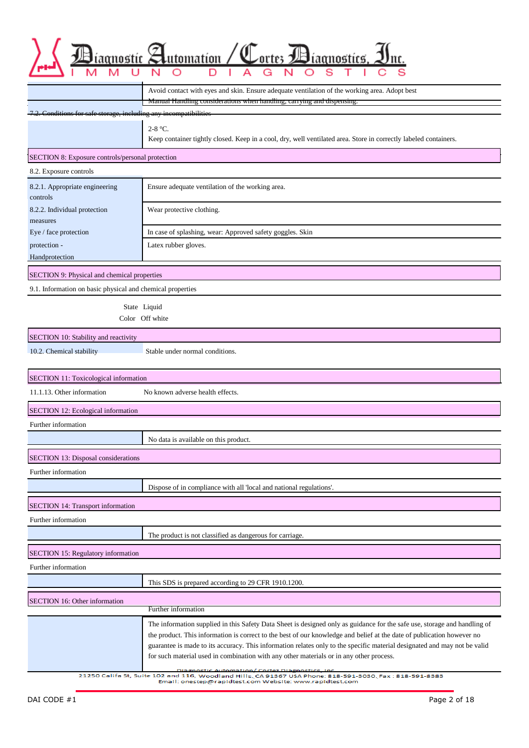| | |
|---|---|
| | Avoid contact with eyes and skin. Ensure adequate ventilation of the working area. Adopt best Manual Handling considerations when handling, carrying and dispensing. |

7.2. Conditions for safe storage, including any incompatibilities

| | |
|---|---|
| | 2-8 °C.<br>Keep container tightly closed. Keep in a cool, dry, well ventilated area. Store in correctly labeled containers. |

## SECTION 8: Exposure controls/personal protection

8.2. Exposure controls

| | |
|---|---|
| 8.2.1. Appropriate engineering controls | Ensure adequate ventilation of the working area. |
| 8.2.2. Individual protection measures | Wear protective clothing. |
| Eye / face protection | In case of splashing, wear: Approved safety goggles. Skin |
| protection - Handprotection | Latex rubber gloves. |

## SECTION 9: Physical and chemical properties

9.1. Information on basic physical and chemical properties

| | |
|---|---|
| State | Liquid |
| Color | Off white |

## SECTION 10: Stability and reactivity

| | |
|---|---|
| 10.2. Chemical stability | Stable under normal conditions. |

## SECTION 11: Toxicological information

| | |
|---|---|
| 11.1.13. Other information | No known adverse health effects. |

## SECTION 12: Ecological information

Further information

| | |
|---|---|
| | No data is available on this product. |

## SECTION 13: Disposal considerations

Further information

| | |
|---|---|
| | Dispose of in compliance with all 'local and national regulations'. |

## SECTION 14: Transport information

Further information

| | |
|---|---|
| | The product is not classified as dangerous for carriage. |

## SECTION 15: Regulatory information

Further information

| | |
|---|---|
| | This SDS is prepared according to 29 CFR 1910.1200. |

## SECTION 16: Other information

Further information

| | |
|---|---|
| | The information supplied in this Safety Data Sheet is designed only as guidance for the safe use, storage and handling of the product. This information is correct to the best of our knowledge and belief at the date of publication however no guarantee is made to its accuracy. This information relates only to the specific material designated and may not be valid for such material used in combination with any other materials or in any other process. |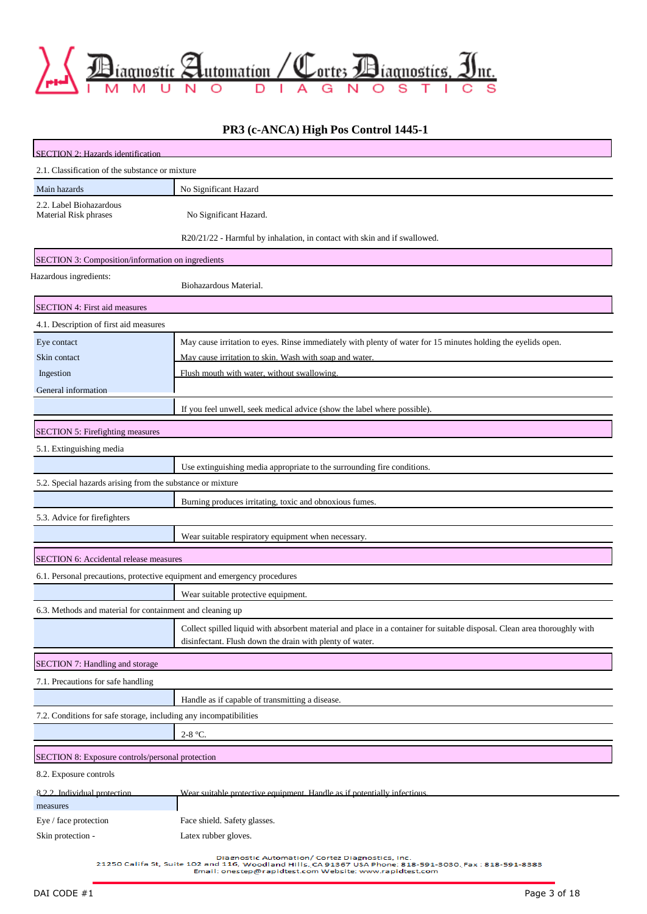# PR3 (c-ANCA) High Pos Control 1445-1

## SECTION 2: Hazards identification

2.1. Classification of the substance or mixture

| Main hazards | No Significant Hazard |
|---|---|
| 2.2. Label Biohazardous Material Risk phrases | No Significant Hazard. |
| | R20/21/22 - Harmful by inhalation, in contact with skin and if swallowed. |

## SECTION 3: Composition/information on ingredients

Hazardous ingredients:

Biohazardous Material.

## SECTION 4: First aid measures

4.1. Description of first aid measures

| Eye contact | May cause irritation to eyes. Rinse immediately with plenty of water for 15 minutes holding the eyelids open. |
|---|---|
| Skin contact | May cause irritation to skin. Wash with soap and water. |
| Ingestion | Flush mouth with water, without swallowing. |
| General information | |
| | If you feel unwell, seek medical advice (show the label where possible). |

## SECTION 5: Firefighting measures

5.1. Extinguishing media

Use extinguishing media appropriate to the surrounding fire conditions.

5.2. Special hazards arising from the substance or mixture

Burning produces irritating, toxic and obnoxious fumes.

5.3. Advice for firefighters

Wear suitable respiratory equipment when necessary.

## SECTION 6: Accidental release measures

6.1. Personal precautions, protective equipment and emergency procedures

Wear suitable protective equipment.

6.3. Methods and material for containment and cleaning up

Collect spilled liquid with absorbent material and place in a container for suitable disposal. Clean area thoroughly with disinfectant. Flush down the drain with plenty of water.

## SECTION 7: Handling and storage

7.1. Precautions for safe handling

Handle as if capable of transmitting a disease.

7.2. Conditions for safe storage, including any incompatibilities

2-8 °C.

## SECTION 8: Exposure controls/personal protection

8.2. Exposure controls

| 8.2.2. Individual protection measures | Wear suitable protective equipment. Handle as if potentially infectious. |
|---|---|
| Eye / face protection | Face shield. Safety glasses. |
| Skin protection - | Latex rubber gloves. |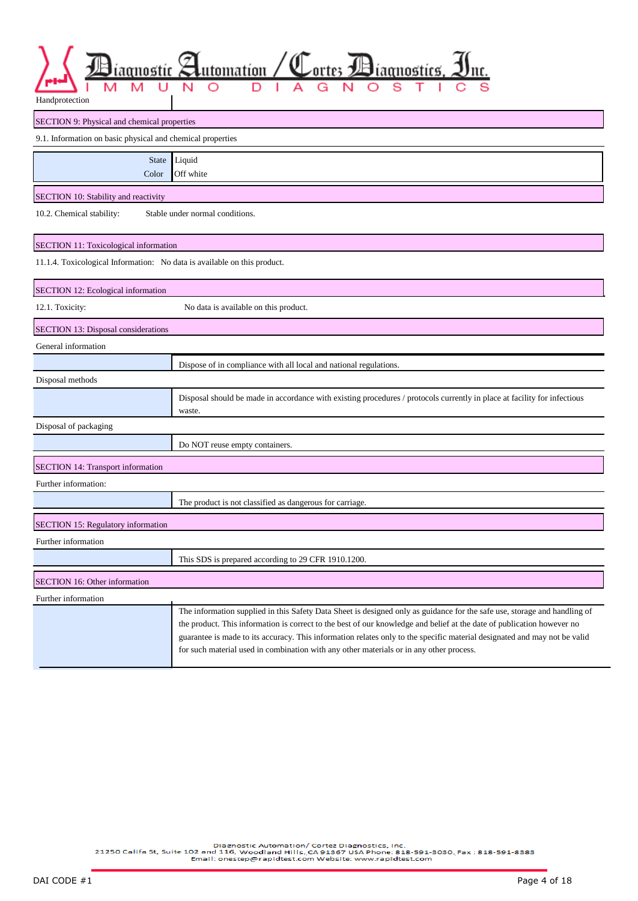Handprotection

## SECTION 9: Physical and chemical properties

9.1. Information on basic physical and chemical properties

| | |
|---|---|
| State | Liquid |
| Color | Off white |

## SECTION 10: Stability and reactivity

10.2. Chemical stability: Stable under normal conditions.

## SECTION 11: Toxicological information

11.1.4. Toxicological Information: No data is available on this product.

## SECTION 12: Ecological information

12.1. Toxicity: No data is available on this product.

## SECTION 13: Disposal considerations

General information

Dispose of in compliance with all local and national regulations.

Disposal methods

Disposal should be made in accordance with existing procedures / protocols currently in place at facility for infectious waste.

Disposal of packaging

Do NOT reuse empty containers.

## SECTION 14: Transport information

Further information:

The product is not classified as dangerous for carriage.

## SECTION 15: Regulatory information

Further information

This SDS is prepared according to 29 CFR 1910.1200.

## SECTION 16: Other information

Further information

The information supplied in this Safety Data Sheet is designed only as guidance for the safe use, storage and handling of the product. This information is correct to the best of our knowledge and belief at the date of publication however no guarantee is made to its accuracy. This information relates only to the specific material designated and may not be valid for such material used in combination with any other materials or in any other process.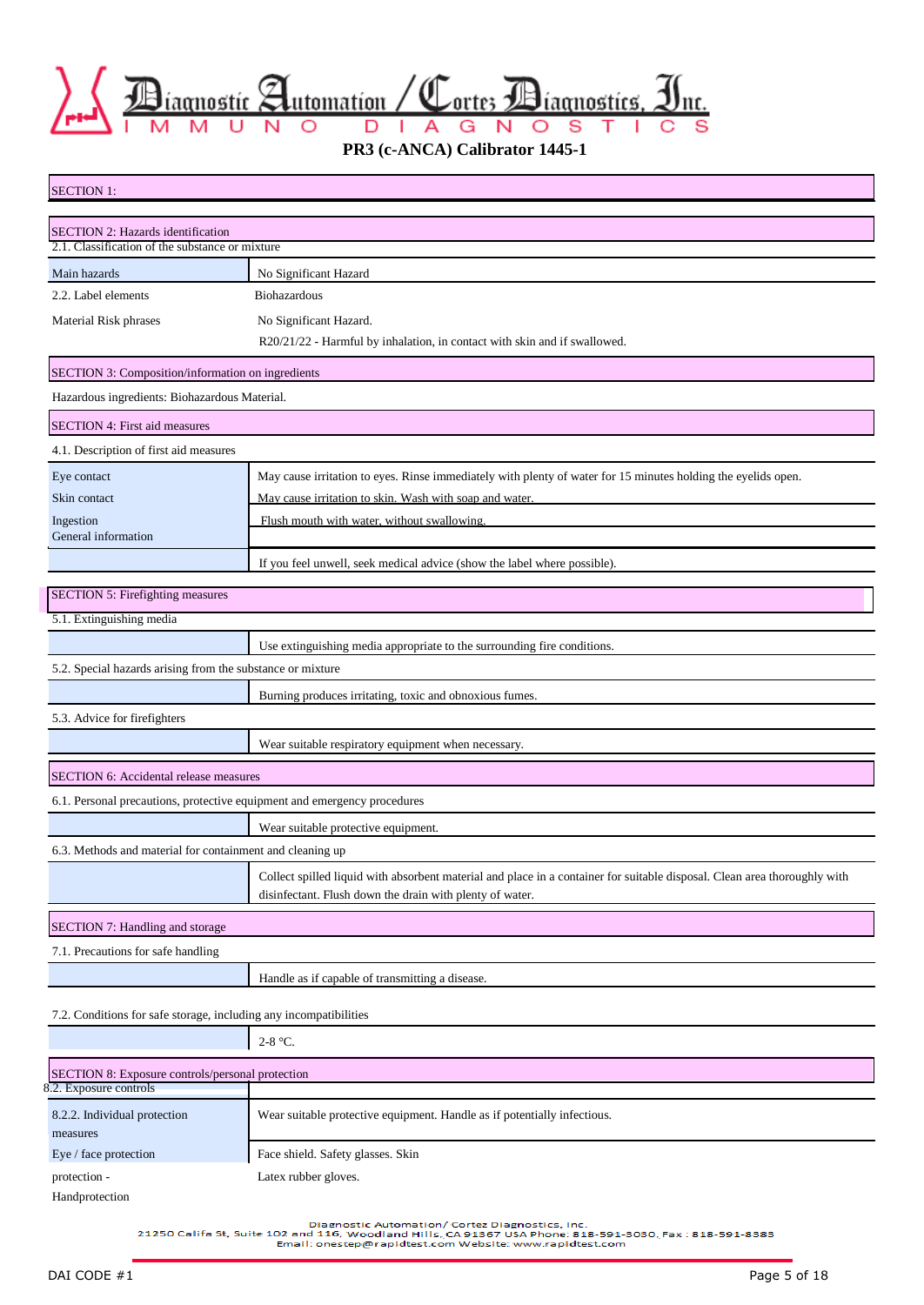# PR3 (c-ANCA) Calibrator 1445-1

## SECTION 1:

## SECTION 2: Hazards identification

2.1. Classification of the substance or mixture

| | |
|---|---|
| Main hazards | No Significant Hazard |
| 2.2. Label elements | Biohazardous |
| Material Risk phrases | No Significant Hazard. |
| | R20/21/22 - Harmful by inhalation, in contact with skin and if swallowed. |

## SECTION 3: Composition/information on ingredients

Hazardous ingredients: Biohazardous Material.

## SECTION 4: First aid measures

4.1. Description of first aid measures

| | |
|---|---|
| Eye contact | May cause irritation to eyes. Rinse immediately with plenty of water for 15 minutes holding the eyelids open. |
| Skin contact | May cause irritation to skin. Wash with soap and water. |
| Ingestion | Flush mouth with water, without swallowing. |
| General information | |
| | If you feel unwell, seek medical advice (show the label where possible). |

## SECTION 5: Firefighting measures

5.1. Extinguishing media

| | |
|---|---|
| | Use extinguishing media appropriate to the surrounding fire conditions. |

5.2. Special hazards arising from the substance or mixture

| | |
|---|---|
| | Burning produces irritating, toxic and obnoxious fumes. |

5.3. Advice for firefighters

| | |
|---|---|
| | Wear suitable respiratory equipment when necessary. |

## SECTION 6: Accidental release measures

6.1. Personal precautions, protective equipment and emergency procedures

| | |
|---|---|
| | Wear suitable protective equipment. |

6.3. Methods and material for containment and cleaning up

| | |
|---|---|
| | Collect spilled liquid with absorbent material and place in a container for suitable disposal. Clean area thoroughly with disinfectant. Flush down the drain with plenty of water. |

## SECTION 7: Handling and storage

7.1. Precautions for safe handling

| | |
|---|---|
| | Handle as if capable of transmitting a disease. |

7.2. Conditions for safe storage, including any incompatibilities

| | |
|---|---|
| | 2-8 °C. |

## SECTION 8: Exposure controls/personal protection

8.2. Exposure controls

| | |
|---|---|
| 8.2.2. Individual protection measures | Wear suitable protective equipment. Handle as if potentially infectious. |
| Eye / face protection | Face shield. Safety glasses. Skin |
| protection - Handprotection | Latex rubber gloves. |

Diagnostic Automation/ Cortez Diagnostics, Inc.
21250 Califa St, Suite 102 and 116, Woodland Hills, CA 91367 USA Phone: 818-591-3030, Fax : 818-591-8383
Email: onestep@rapidtest.com Website: www.rapidtest.com

DAI CODE #1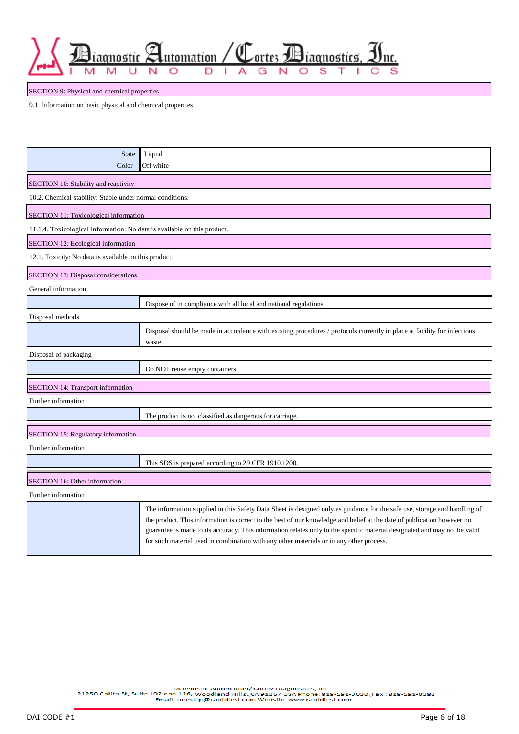## SECTION 9: Physical and chemical properties

9.1. Information on basic physical and chemical properties

| | |
|---|---|
| State | Liquid |
| Color | Off white |

## SECTION 10: Stability and reactivity

10.2. Chemical stability: Stable under normal conditions.

## SECTION 11: Toxicological information

11.1.4. Toxicological Information: No data is available on this product.

## SECTION 12: Ecological information

12.1. Toxicity: No data is available on this product.

## SECTION 13: Disposal considerations

General information

| | |
|---|---|
| | Dispose of in compliance with all local and national regulations. |

Disposal methods

| | |
|---|---|
| | Disposal should be made in accordance with existing procedures / protocols currently in place at facility for infectious waste. |

Disposal of packaging

| | |
|---|---|
| | Do NOT reuse empty containers. |

## SECTION 14: Transport information

Further information

| | |
|---|---|
| | The product is not classified as dangerous for carriage. |

## SECTION 15: Regulatory information

Further information

| | |
|---|---|
| | This SDS is prepared according to 29 CFR 1910.1200. |

## SECTION 16: Other information

Further information

| | |
|---|---|
| | The information supplied in this Safety Data Sheet is designed only as guidance for the safe use, storage and handling of the product. This information is correct to the best of our knowledge and belief at the date of publication however no guarantee is made to its accuracy. This information relates only to the specific material designated and may not be valid for such material used in combination with any other materials or in any other process. |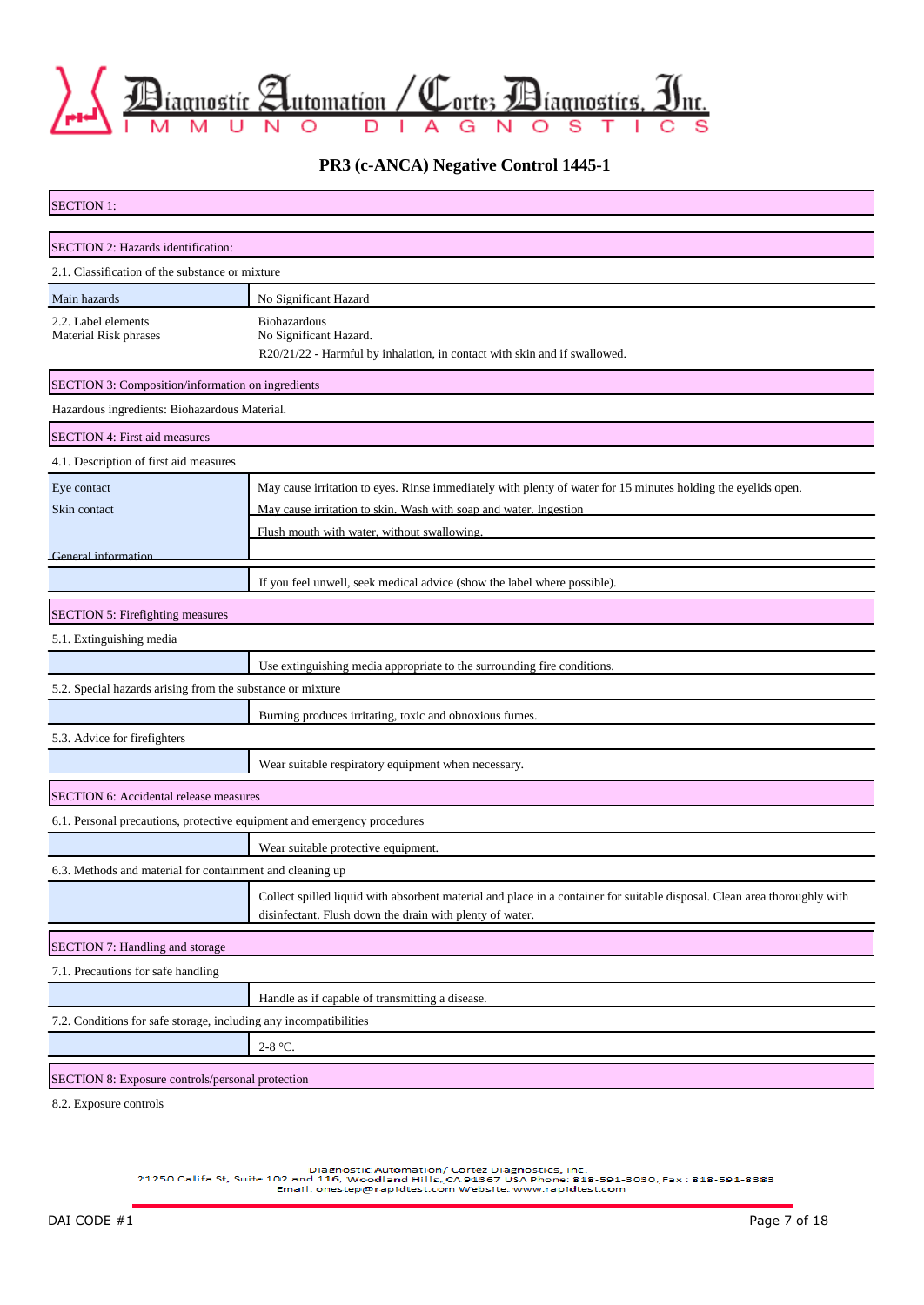Diagnostic Automation / Cortez Diagnostics, Inc.

IMMUNO DIAGNOSTICS

# PR3 (c-ANCA) Negative Control 1445-1

## SECTION 1:

## SECTION 2: Hazards identification:

2.1. Classification of the substance or mixture

| | |
|---|---|
| Main hazards | No Significant Hazard |
| 2.2. Label elements<br>Material Risk phrases | Biohazardous<br>No Significant Hazard.<br>R20/21/22 - Harmful by inhalation, in contact with skin and if swallowed. |

## SECTION 3: Composition/information on ingredients

Hazardous ingredients: Biohazardous Material.

## SECTION 4: First aid measures

4.1. Description of first aid measures

| | |
|---|---|
| Eye contact | May cause irritation to eyes. Rinse immediately with plenty of water for 15 minutes holding the eyelids open. |
| Skin contact | May cause irritation to skin. Wash with soap and water. Ingestion |
| | Flush mouth with water, without swallowing. |
| General information | |
| | If you feel unwell, seek medical advice (show the label where possible). |

## SECTION 5: Firefighting measures

5.1. Extinguishing media

Use extinguishing media appropriate to the surrounding fire conditions.

5.2. Special hazards arising from the substance or mixture

Burning produces irritating, toxic and obnoxious fumes.

5.3. Advice for firefighters

Wear suitable respiratory equipment when necessary.

## SECTION 6: Accidental release measures

6.1. Personal precautions, protective equipment and emergency procedures

Wear suitable protective equipment.

6.3. Methods and material for containment and cleaning up

Collect spilled liquid with absorbent material and place in a container for suitable disposal. Clean area thoroughly with disinfectant. Flush down the drain with plenty of water.

## SECTION 7: Handling and storage

7.1. Precautions for safe handling

Handle as if capable of transmitting a disease.

7.2. Conditions for safe storage, including any incompatibilities

2-8 °C.

## SECTION 8: Exposure controls/personal protection

8.2. Exposure controls

Diagnostic Automation/ Cortez Diagnostics, Inc.
21250 Califa St, Suite 102 and 116, Woodland Hills, CA 91367 USA Phone: 818-591-3030, Fax : 818-591-8383
Email: onestep@rapidtest.com Website: www.rapidtest.com

DAI CODE #1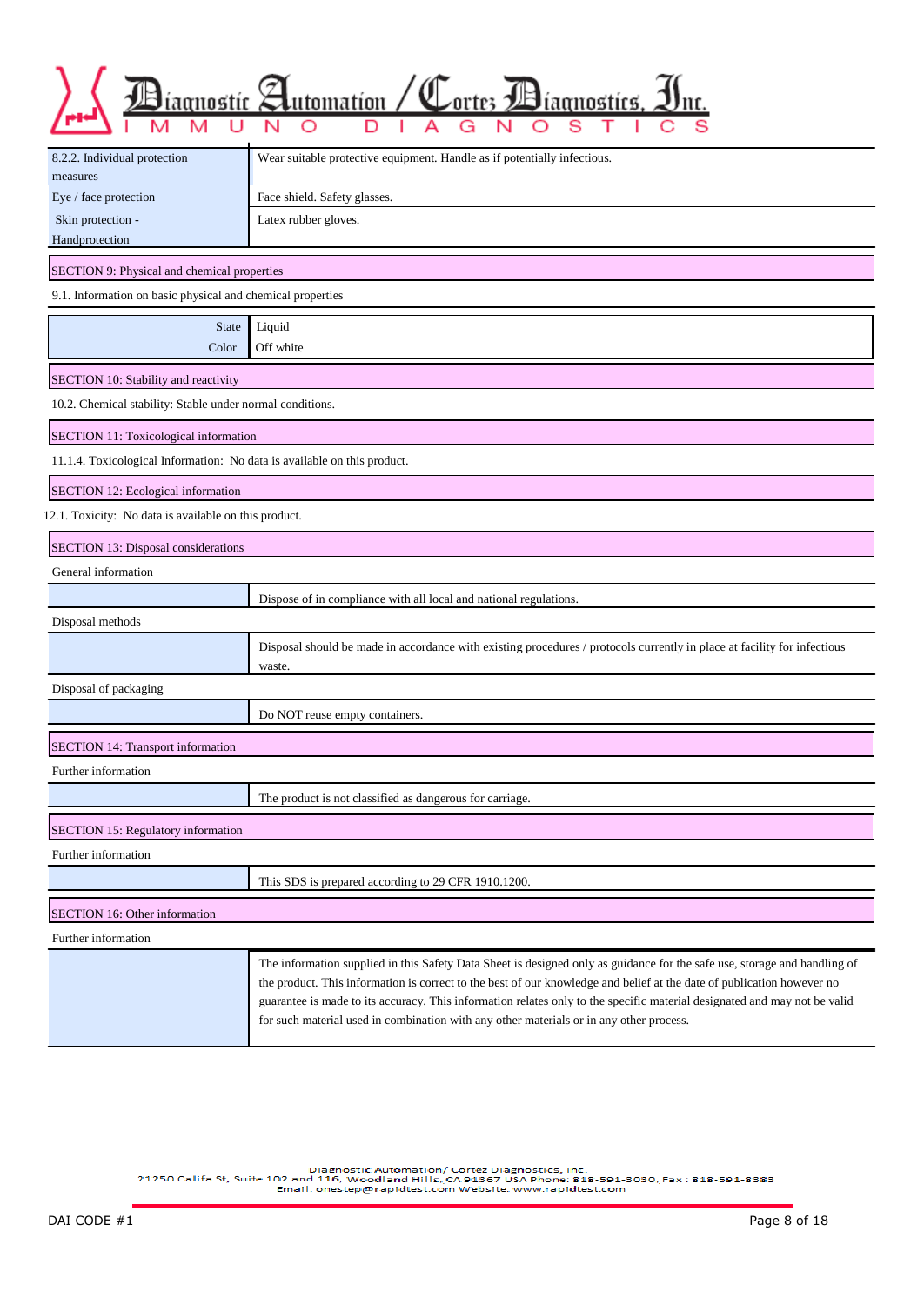| 8.2.2. Individual protection measures | Wear suitable protective equipment. Handle as if potentially infectious. |
|---|---|
| Eye / face protection | Face shield. Safety glasses. |
| Skin protection - Handprotection | Latex rubber gloves. |

## SECTION 9: Physical and chemical properties

9.1. Information on basic physical and chemical properties

| | |
|---|---|
| State | Liquid |
| Color | Off white |

## SECTION 10: Stability and reactivity

10.2. Chemical stability: Stable under normal conditions.

## SECTION 11: Toxicological information

11.1.4. Toxicological Information: No data is available on this product.

## SECTION 12: Ecological information

12.1. Toxicity: No data is available on this product.

## SECTION 13: Disposal considerations

General information

| | |
|---|---|
| | Dispose of in compliance with all local and national regulations. |

Disposal methods

| | |
|---|---|
| | Disposal should be made in accordance with existing procedures / protocols currently in place at facility for infectious waste. |

Disposal of packaging

| | |
|---|---|
| | Do NOT reuse empty containers. |

## SECTION 14: Transport information

Further information

| | |
|---|---|
| | The product is not classified as dangerous for carriage. |

## SECTION 15: Regulatory information

Further information

| | |
|---|---|
| | This SDS is prepared according to 29 CFR 1910.1200. |

## SECTION 16: Other information

Further information

| | |
|---|---|
| | The information supplied in this Safety Data Sheet is designed only as guidance for the safe use, storage and handling of the product. This information is correct to the best of our knowledge and belief at the date of publication however no guarantee is made to its accuracy. This information relates only to the specific material designated and may not be valid for such material used in combination with any other materials or in any other process. |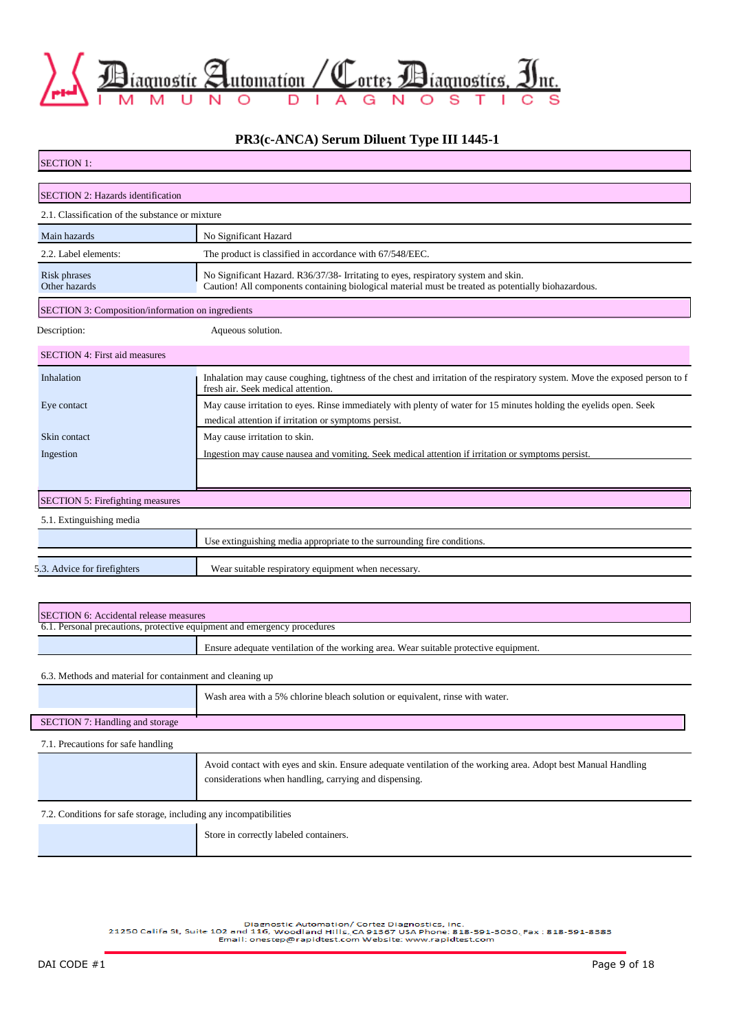# PR3(c-ANCA) Serum Diluent Type III 1445-1

## SECTION 1:

## SECTION 2: Hazards identification

2.1. Classification of the substance or mixture

| | |
|---|---|
| Main hazards | No Significant Hazard |
| 2.2. Label elements: | The product is classified in accordance with 67/548/EEC. |
| Risk phrases<br>Other hazards | No Significant Hazard. R36/37/38- Irritating to eyes, respiratory system and skin.<br>Caution! All components containing biological material must be treated as potentially biohazardous. |

## SECTION 3: Composition/information on ingredients

Description: Aqueous solution.

## SECTION 4: First aid measures

| | |
|---|---|
| Inhalation | Inhalation may cause coughing, tightness of the chest and irritation of the respiratory system. Move the exposed person to f fresh air. Seek medical attention. |
| Eye contact | May cause irritation to eyes. Rinse immediately with plenty of water for 15 minutes holding the eyelids open. Seek medical attention if irritation or symptoms persist. |
| Skin contact | May cause irritation to skin. |
| Ingestion | Ingestion may cause nausea and vomiting. Seek medical attention if irritation or symptoms persist. |

## SECTION 5: Firefighting measures

5.1. Extinguishing media

| | |
|---|---|
| | Use extinguishing media appropriate to the surrounding fire conditions. |
| 5.3. Advice for firefighters | Wear suitable respiratory equipment when necessary. |

## SECTION 6: Accidental release measures

6.1. Personal precautions, protective equipment and emergency procedures

| | |
|---|---|
| | Ensure adequate ventilation of the working area. Wear suitable protective equipment. |

6.3. Methods and material for containment and cleaning up

| | |
|---|---|
| | Wash area with a 5% chlorine bleach solution or equivalent, rinse with water. |

## SECTION 7: Handling and storage

7.1. Precautions for safe handling

| | |
|---|---|
| | Avoid contact with eyes and skin. Ensure adequate ventilation of the working area. Adopt best Manual Handling considerations when handling, carrying and dispensing. |

7.2. Conditions for safe storage, including any incompatibilities

| | |
|---|---|
| | Store in correctly labeled containers. |

Diagnostic Automation/ Cortez Diagnostics, Inc.
21250 Califa St, Suite 102 and 116, Woodland Hills, CA 91367 USA Phone: 818-591-3030, Fax : 818-591-8383
Email: onestep@rapidtest.com Website: www.rapidtest.com

DAI CODE #1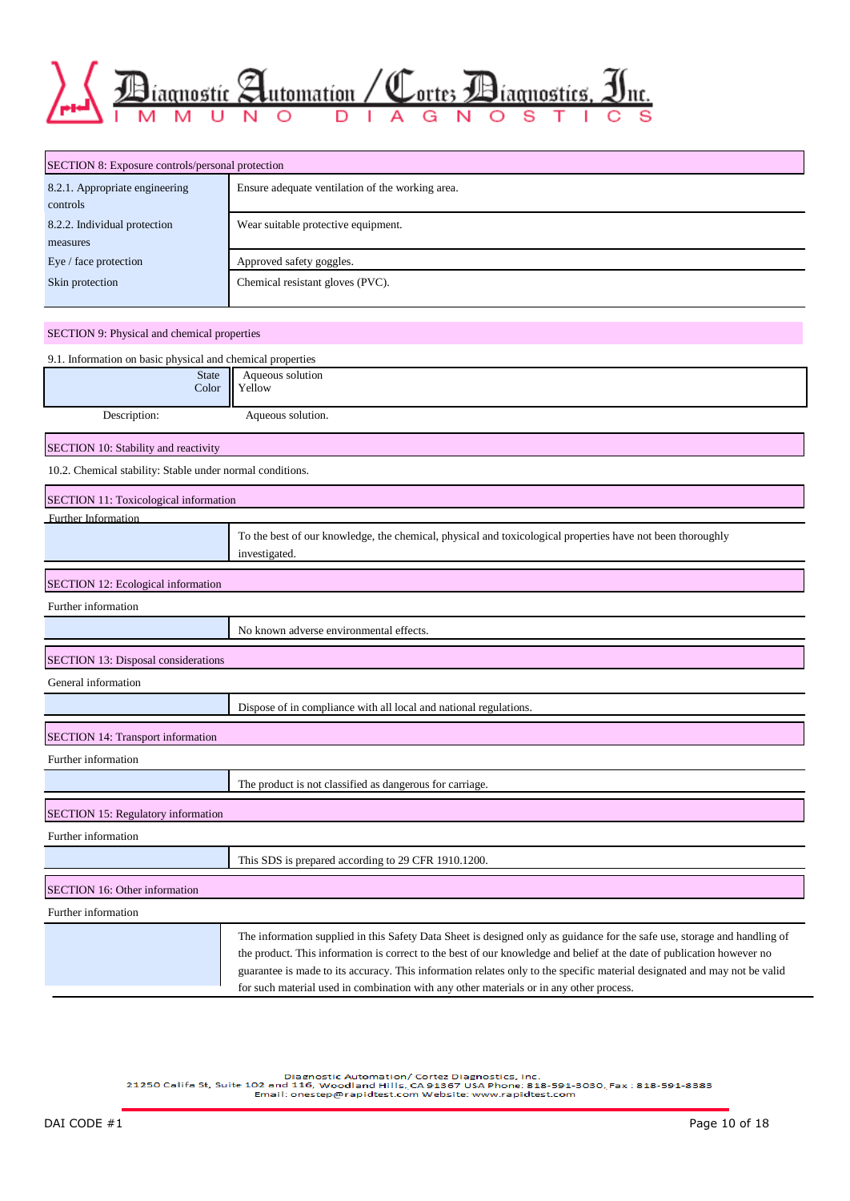## SECTION 8: Exposure controls/personal protection

| | |
|---|---|
| 8.2.1. Appropriate engineering controls | Ensure adequate ventilation of the working area. |
| 8.2.2. Individual protection measures | Wear suitable protective equipment. |
| Eye / face protection | Approved safety goggles. |
| Skin protection | Chemical resistant gloves (PVC). |

## SECTION 9: Physical and chemical properties

9.1. Information on basic physical and chemical properties

| | |
|---|---|
| State | Aqueous solution |
| Color | Yellow |

Description: Aqueous solution.

## SECTION 10: Stability and reactivity

10.2. Chemical stability: Stable under normal conditions.

## SECTION 11: Toxicological information

Further Information

To the best of our knowledge, the chemical, physical and toxicological properties have not been thoroughly investigated.

## SECTION 12: Ecological information

Further information

No known adverse environmental effects.

## SECTION 13: Disposal considerations

General information

Dispose of in compliance with all local and national regulations.

## SECTION 14: Transport information

Further information

The product is not classified as dangerous for carriage.

## SECTION 15: Regulatory information

Further information

This SDS is prepared according to 29 CFR 1910.1200.

## SECTION 16: Other information

Further information

The information supplied in this Safety Data Sheet is designed only as guidance for the safe use, storage and handling of the product. This information is correct to the best of our knowledge and belief at the date of publication however no guarantee is made to its accuracy. This information relates only to the specific material designated and may not be valid for such material used in combination with any other materials or in any other process.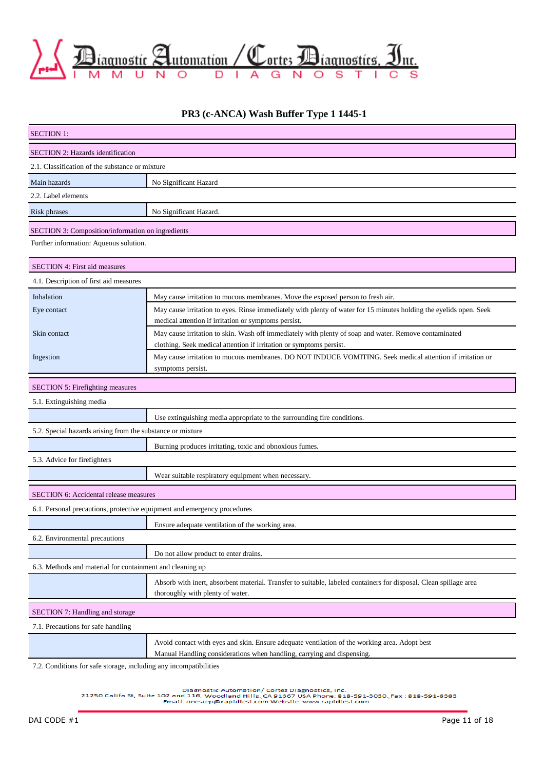# PR3 (c-ANCA) Wash Buffer Type 1 1445-1

## SECTION 1:

## SECTION 2: Hazards identification

2.1. Classification of the substance or mixture

| Main hazards | No Significant Hazard |
|---|---|

2.2. Label elements

| Risk phrases | No Significant Hazard. |
|---|---|

## SECTION 3: Composition/information on ingredients

Further information: Aqueous solution.

## SECTION 4: First aid measures

4.1. Description of first aid measures

| | |
|---|---|
| Inhalation | May cause irritation to mucous membranes. Move the exposed person to fresh air. |
| Eye contact | May cause irritation to eyes. Rinse immediately with plenty of water for 15 minutes holding the eyelids open. Seek medical attention if irritation or symptoms persist. |
| Skin contact | May cause irritation to skin. Wash off immediately with plenty of soap and water. Remove contaminated clothing. Seek medical attention if irritation or symptoms persist. |
| Ingestion | May cause irritation to mucous membranes. DO NOT INDUCE VOMITING. Seek medical attention if irritation or symptoms persist. |

## SECTION 5: Firefighting measures

5.1. Extinguishing media

| | |
|---|---|
| | Use extinguishing media appropriate to the surrounding fire conditions. |

5.2. Special hazards arising from the substance or mixture

| | |
|---|---|
| | Burning produces irritating, toxic and obnoxious fumes. |

5.3. Advice for firefighters

| | |
|---|---|
| | Wear suitable respiratory equipment when necessary. |

## SECTION 6: Accidental release measures

6.1. Personal precautions, protective equipment and emergency procedures

| | |
|---|---|
| | Ensure adequate ventilation of the working area. |

6.2. Environmental precautions

| | |
|---|---|
| | Do not allow product to enter drains. |

6.3. Methods and material for containment and cleaning up

| | |
|---|---|
| | Absorb with inert, absorbent material. Transfer to suitable, labeled containers for disposal. Clean spillage area thoroughly with plenty of water. |

## SECTION 7: Handling and storage

7.1. Precautions for safe handling

| | |
|---|---|
| | Avoid contact with eyes and skin. Ensure adequate ventilation of the working area. Adopt best Manual Handling considerations when handling, carrying and dispensing. |

7.2. Conditions for safe storage, including any incompatibilities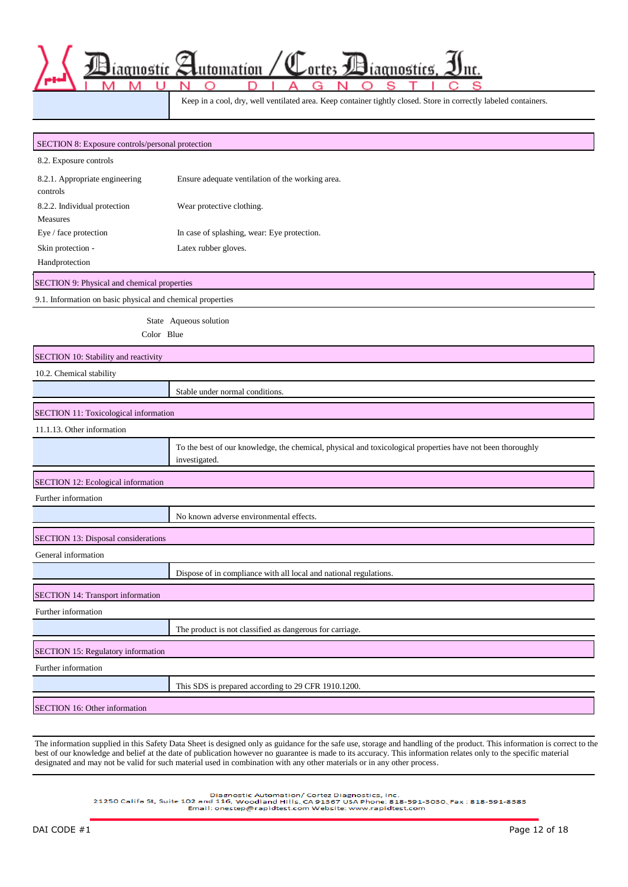Keep in a cool, dry, well ventilated area. Keep container tightly closed. Store in correctly labeled containers.

## SECTION 8: Exposure controls/personal protection

8.2. Exposure controls

| | |
|---|---|
| 8.2.1. Appropriate engineering controls | Ensure adequate ventilation of the working area. |
| 8.2.2. Individual protection Measures | Wear protective clothing. |
| Eye / face protection | In case of splashing, wear: Eye protection. |
| Skin protection - Handprotection | Latex rubber gloves. |

## SECTION 9: Physical and chemical properties

9.1. Information on basic physical and chemical properties

| | |
|---|---|
| State | Aqueous solution |
| Color | Blue |

## SECTION 10: Stability and reactivity

10.2. Chemical stability

Stable under normal conditions.

## SECTION 11: Toxicological information

11.1.13. Other information

To the best of our knowledge, the chemical, physical and toxicological properties have not been thoroughly investigated.

## SECTION 12: Ecological information

Further information

No known adverse environmental effects.

## SECTION 13: Disposal considerations

General information

Dispose of in compliance with all local and national regulations.

## SECTION 14: Transport information

Further information

The product is not classified as dangerous for carriage.

## SECTION 15: Regulatory information

Further information

This SDS is prepared according to 29 CFR 1910.1200.

## SECTION 16: Other information

The information supplied in this Safety Data Sheet is designed only as guidance for the safe use, storage and handling of the product. This information is correct to the best of our knowledge and belief at the date of publication however no guarantee is made to its accuracy. This information relates only to the specific material designated and may not be valid for such material used in combination with any other materials or in any other process.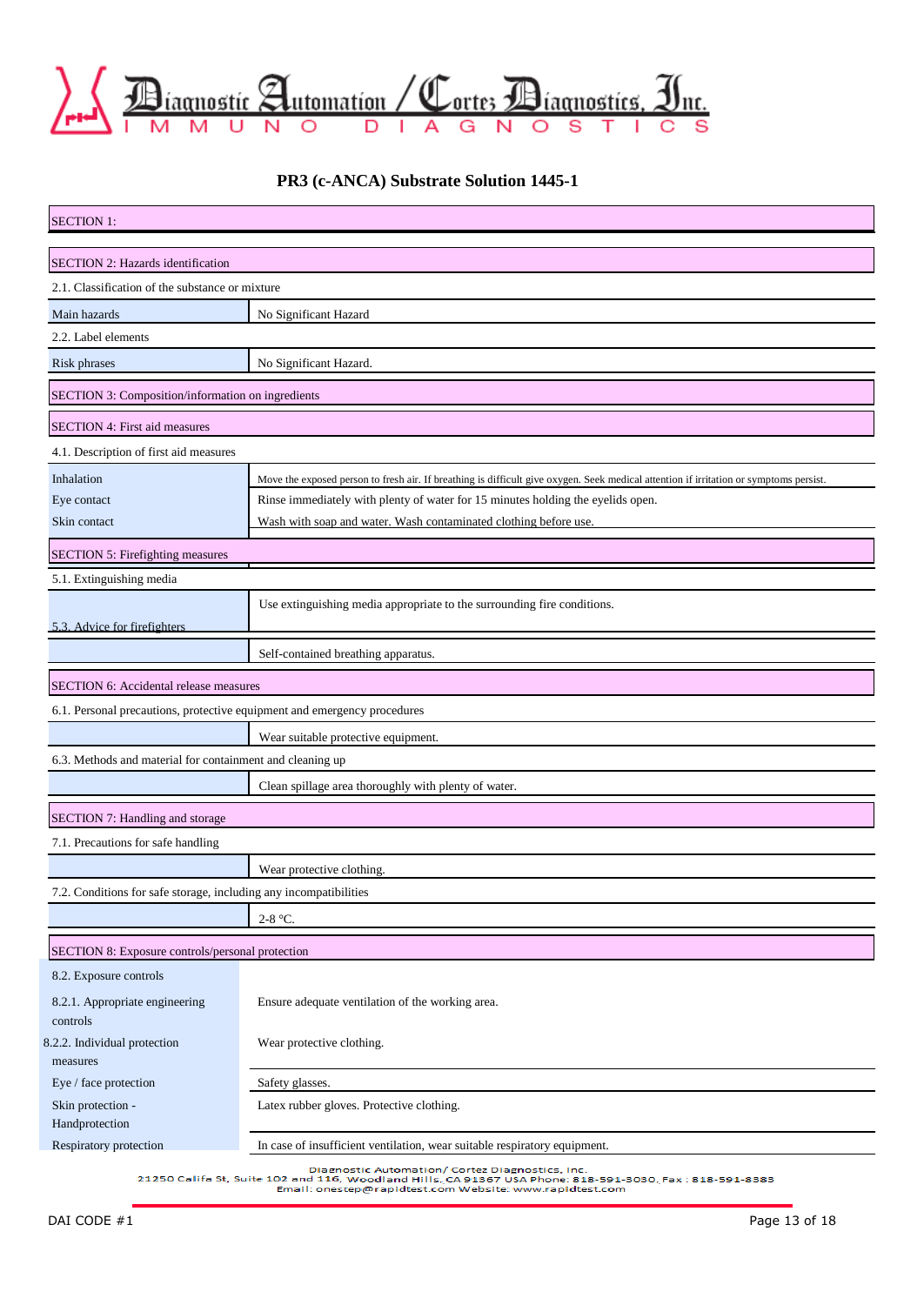Diagnostic Automation / Cortez Diagnostics, Inc.

IMMUNO DIAGNOSTICS

## PR3 (c-ANCA) Substrate Solution 1445-1

### SECTION 1:

### SECTION 2: Hazards identification

2.1. Classification of the substance or mixture

| | |
|---|---|
| Main hazards | No Significant Hazard |

2.2. Label elements

| | |
|---|---|
| Risk phrases | No Significant Hazard. |

### SECTION 3: Composition/information on ingredients

### SECTION 4: First aid measures

4.1. Description of first aid measures

| | |
|---|---|
| Inhalation | Move the exposed person to fresh air. If breathing is difficult give oxygen. Seek medical attention if irritation or symptoms persist. |
| Eye contact | Rinse immediately with plenty of water for 15 minutes holding the eyelids open. |
| Skin contact | Wash with soap and water. Wash contaminated clothing before use. |

### SECTION 5: Firefighting measures

5.1. Extinguishing media

| | |
|---|---|
| | Use extinguishing media appropriate to the surrounding fire conditions. |
| 5.3. Advice for firefighters | |
| | Self-contained breathing apparatus. |

### SECTION 6: Accidental release measures

6.1. Personal precautions, protective equipment and emergency procedures

| | |
|---|---|
| | Wear suitable protective equipment. |

6.3. Methods and material for containment and cleaning up

| | |
|---|---|
| | Clean spillage area thoroughly with plenty of water. |

### SECTION 7: Handling and storage

7.1. Precautions for safe handling

| | |
|---|---|
| | Wear protective clothing. |

7.2. Conditions for safe storage, including any incompatibilities

| | |
|---|---|
| | 2-8 °C. |

### SECTION 8: Exposure controls/personal protection

8.2. Exposure controls

| | |
|---|---|
| 8.2.1. Appropriate engineering controls | Ensure adequate ventilation of the working area. |
| 8.2.2. Individual protection measures | Wear protective clothing. |
| Eye / face protection | Safety glasses. |
| Skin protection - Handprotection | Latex rubber gloves. Protective clothing. |
| Respiratory protection | In case of insufficient ventilation, wear suitable respiratory equipment. |

Diagnostic Automation/ Cortez Diagnostics, Inc.
21250 Califa St, Suite 102 and 116, Woodland Hills, CA 91367 USA Phone: 818-591-3030, Fax : 818-591-8383
Email: onestep@rapidtest.com Website: www.rapidtest.com

DAI CODE #1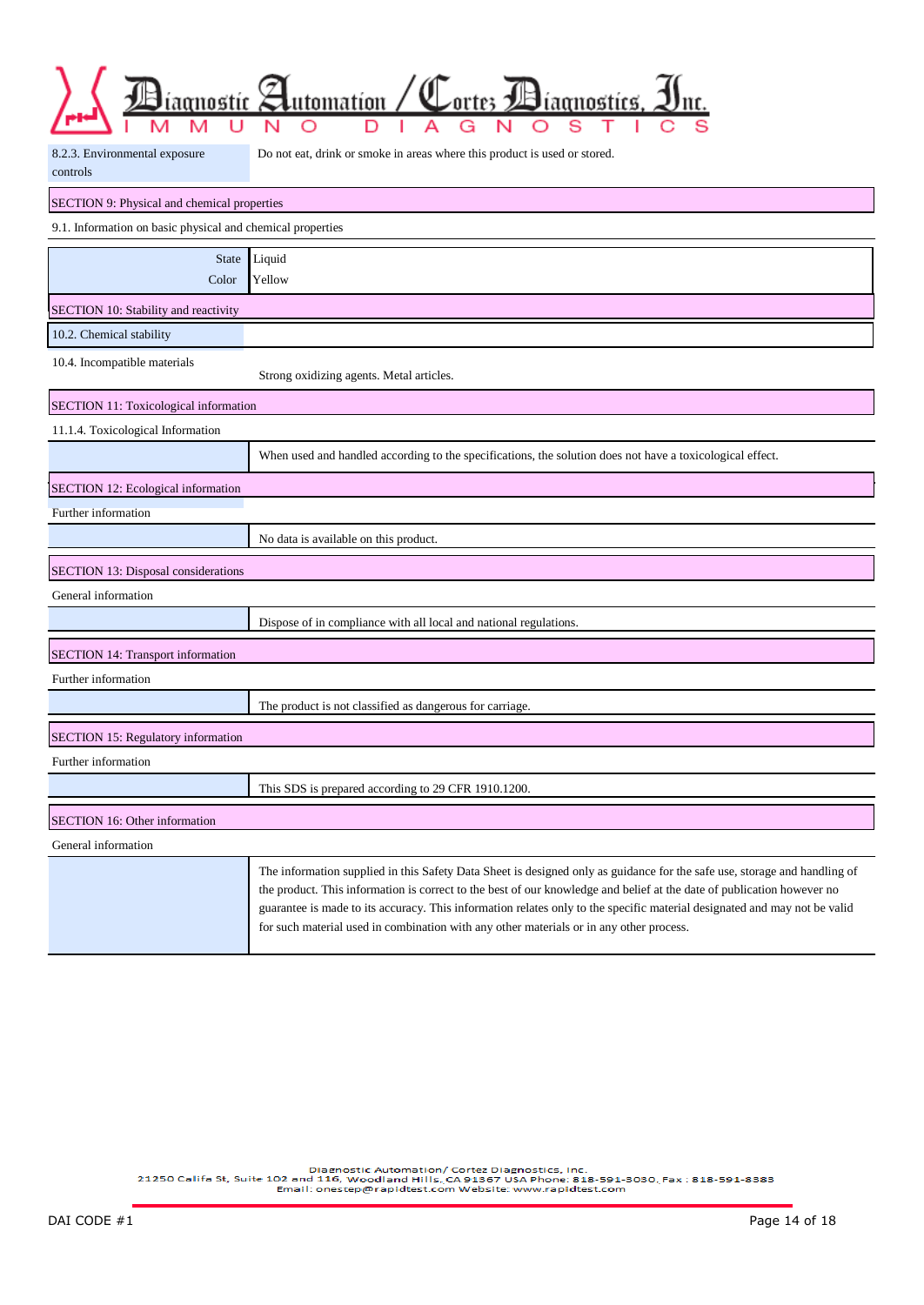| 8.2.3. Environmental exposure controls | Do not eat, drink or smoke in areas where this product is used or stored. |
|---|---|

## SECTION 9: Physical and chemical properties

9.1. Information on basic physical and chemical properties

| | |
|---|---|
| State | Liquid |
| Color | Yellow |

## SECTION 10: Stability and reactivity

10.2. Chemical stability

10.4. Incompatible materials

Strong oxidizing agents. Metal articles.

## SECTION 11: Toxicological information

11.1.4. Toxicological Information

When used and handled according to the specifications, the solution does not have a toxicological effect.

## SECTION 12: Ecological information

Further information

No data is available on this product.

## SECTION 13: Disposal considerations

General information

Dispose of in compliance with all local and national regulations.

## SECTION 14: Transport information

Further information

The product is not classified as dangerous for carriage.

## SECTION 15: Regulatory information

Further information

This SDS is prepared according to 29 CFR 1910.1200.

## SECTION 16: Other information

General information

The information supplied in this Safety Data Sheet is designed only as guidance for the safe use, storage and handling of the product. This information is correct to the best of our knowledge and belief at the date of publication however no guarantee is made to its accuracy. This information relates only to the specific material designated and may not be valid for such material used in combination with any other materials or in any other process.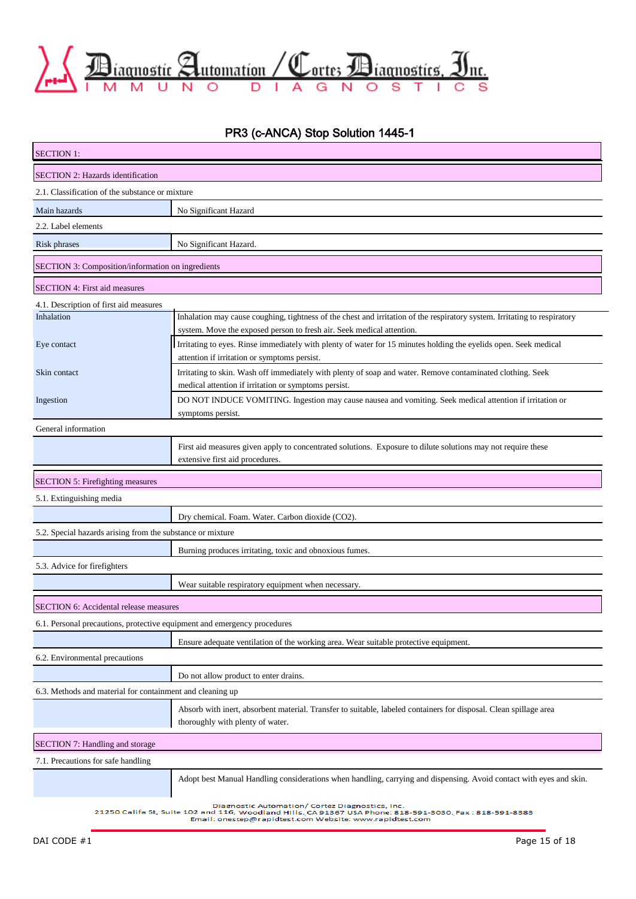## PR3 (c-ANCA) Stop Solution 1445-1

### SECTION 1:

### SECTION 2: Hazards identification

2.1. Classification of the substance or mixture

| Main hazards | No Significant Hazard |
|---|---|

2.2. Label elements

| Risk phrases | No Significant Hazard. |
|---|---|

### SECTION 3: Composition/information on ingredients

### SECTION 4: First aid measures

4.1. Description of first aid measures

| | |
|---|---|
| Inhalation | Inhalation may cause coughing, tightness of the chest and irritation of the respiratory system. Irritating to respiratory system. Move the exposed person to fresh air. Seek medical attention. |
| Eye contact | Irritating to eyes. Rinse immediately with plenty of water for 15 minutes holding the eyelids open. Seek medical attention if irritation or symptoms persist. |
| Skin contact | Irritating to skin. Wash off immediately with plenty of soap and water. Remove contaminated clothing. Seek medical attention if irritation or symptoms persist. |
| Ingestion | DO NOT INDUCE VOMITING. Ingestion may cause nausea and vomiting. Seek medical attention if irritation or symptoms persist. |

General information

First aid measures given apply to concentrated solutions. Exposure to dilute solutions may not require these extensive first aid procedures.

### SECTION 5: Firefighting measures

5.1. Extinguishing media

Dry chemical. Foam. Water. Carbon dioxide ($CO_2$).

5.2. Special hazards arising from the substance or mixture

Burning produces irritating, toxic and obnoxious fumes.

5.3. Advice for firefighters

Wear suitable respiratory equipment when necessary.

### SECTION 6: Accidental release measures

6.1. Personal precautions, protective equipment and emergency procedures

Ensure adequate ventilation of the working area. Wear suitable protective equipment.

6.2. Environmental precautions

Do not allow product to enter drains.

6.3. Methods and material for containment and cleaning up

Absorb with inert, absorbent material. Transfer to suitable, labeled containers for disposal. Clean spillage area thoroughly with plenty of water.

### SECTION 7: Handling and storage

7.1. Precautions for safe handling

Adopt best Manual Handling considerations when handling, carrying and dispensing. Avoid contact with eyes and skin.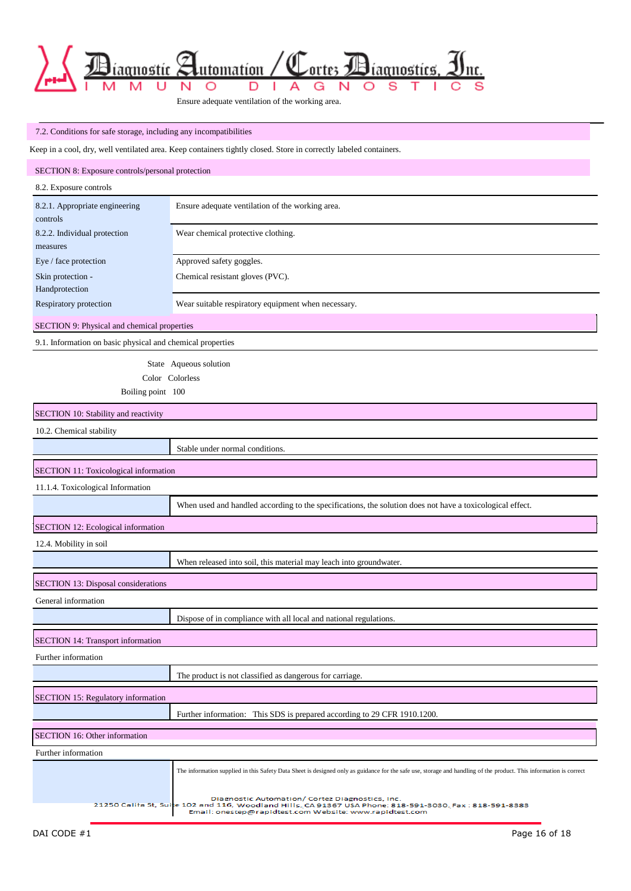Ensure adequate ventilation of the working area.

## 7.2. Conditions for safe storage, including any incompatibilities

Keep in a cool, dry, well ventilated area. Keep containers tightly closed. Store in correctly labeled containers.

## SECTION 8: Exposure controls/personal protection

### 8.2. Exposure controls

| | |
|---|---|
| 8.2.1. Appropriate engineering controls | Ensure adequate ventilation of the working area. |
| 8.2.2. Individual protection measures | Wear chemical protective clothing. |
| Eye / face protection | Approved safety goggles. |
| Skin protection - Handprotection | Chemical resistant gloves (PVC). |
| Respiratory protection | Wear suitable respiratory equipment when necessary. |

## SECTION 9: Physical and chemical properties

### 9.1. Information on basic physical and chemical properties

| | |
|---|---|
| State | Aqueous solution |
| Color | Colorless |
| Boiling point | 100 |

## SECTION 10: Stability and reactivity

### 10.2. Chemical stability

Stable under normal conditions.

## SECTION 11: Toxicological information

### 11.1.4. Toxicological Information

When used and handled according to the specifications, the solution does not have a toxicological effect.

## SECTION 12: Ecological information

### 12.4. Mobility in soil

When released into soil, this material may leach into groundwater.

## SECTION 13: Disposal considerations

### General information

Dispose of in compliance with all local and national regulations.

## SECTION 14: Transport information

### Further information

The product is not classified as dangerous for carriage.

## SECTION 15: Regulatory information

Further information: This SDS is prepared according to 29 CFR 1910.1200.

## SECTION 16: Other information

### Further information

The information supplied in this Safety Data Sheet is designed only as guidance for the safe use, storage and handling of the product. This information is correct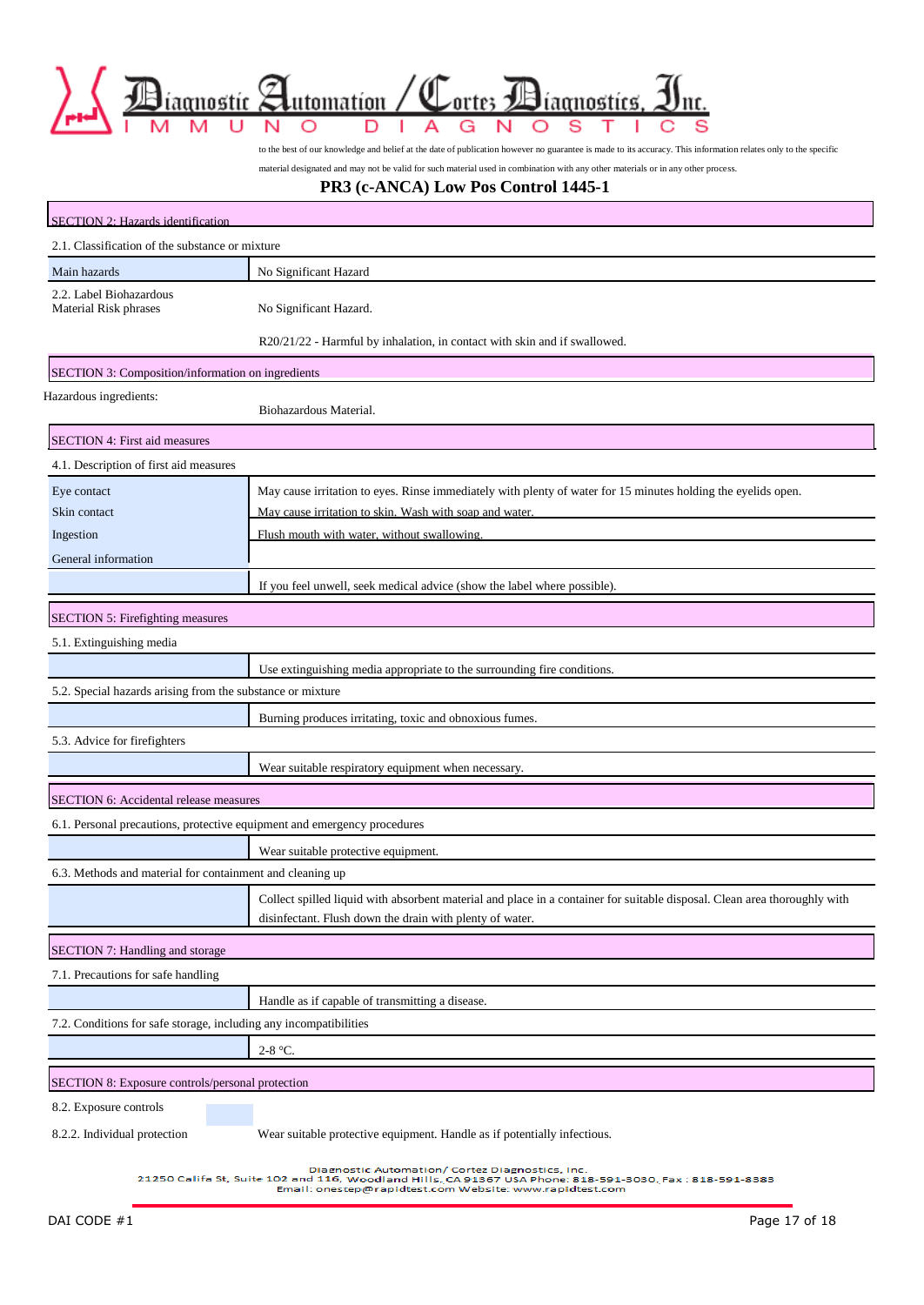to the best of our knowledge and belief at the date of publication however no guarantee is made to its accuracy. This information relates only to the specific material designated and may not be valid for such material used in combination with any other materials or in any other process.

# PR3 (c-ANCA) Low Pos Control 1445-1

## SECTION 2: Hazards identification

2.1. Classification of the substance or mixture

| | |
|---|---|
| Main hazards | No Significant Hazard |
| 2.2. Label Biohazardous Material Risk phrases | No Significant Hazard. |
| | R20/21/22 - Harmful by inhalation, in contact with skin and if swallowed. |

## SECTION 3: Composition/information on ingredients

| | |
|---|---|
| Hazardous ingredients: | Biohazardous Material. |

## SECTION 4: First aid measures

4.1. Description of first aid measures

| | |
|---|---|
| Eye contact | May cause irritation to eyes. Rinse immediately with plenty of water for 15 minutes holding the eyelids open. |
| Skin contact | May cause irritation to skin. Wash with soap and water. |
| Ingestion | Flush mouth with water, without swallowing. |
| General information | |
| | If you feel unwell, seek medical advice (show the label where possible). |

## SECTION 5: Firefighting measures

5.1. Extinguishing media

| | |
|---|---|
| | Use extinguishing media appropriate to the surrounding fire conditions. |

5.2. Special hazards arising from the substance or mixture

| | |
|---|---|
| | Burning produces irritating, toxic and obnoxious fumes. |

5.3. Advice for firefighters

| | |
|---|---|
| | Wear suitable respiratory equipment when necessary. |

## SECTION 6: Accidental release measures

6.1. Personal precautions, protective equipment and emergency procedures

| | |
|---|---|
| | Wear suitable protective equipment. |

6.3. Methods and material for containment and cleaning up

| | |
|---|---|
| | Collect spilled liquid with absorbent material and place in a container for suitable disposal. Clean area thoroughly with disinfectant. Flush down the drain with plenty of water. |

## SECTION 7: Handling and storage

7.1. Precautions for safe handling

| | |
|---|---|
| | Handle as if capable of transmitting a disease. |

7.2. Conditions for safe storage, including any incompatibilities

| | |
|---|---|
| | 2-8 °C. |

## SECTION 8: Exposure controls/personal protection

| | |
|---|---|
| 8.2. Exposure controls | |
| 8.2.2. Individual protection | Wear suitable protective equipment. Handle as if potentially infectious. |

Diagnostic Automation/ Cortez Diagnostics, Inc.
21250 Califa St, Suite 102 and 116, Woodland Hills, CA 91367 USA Phone: 818-591-3030, Fax : 818-591-8383
Email: onestep@rapidtest.com Website: www.rapidtest.com

DAI CODE #1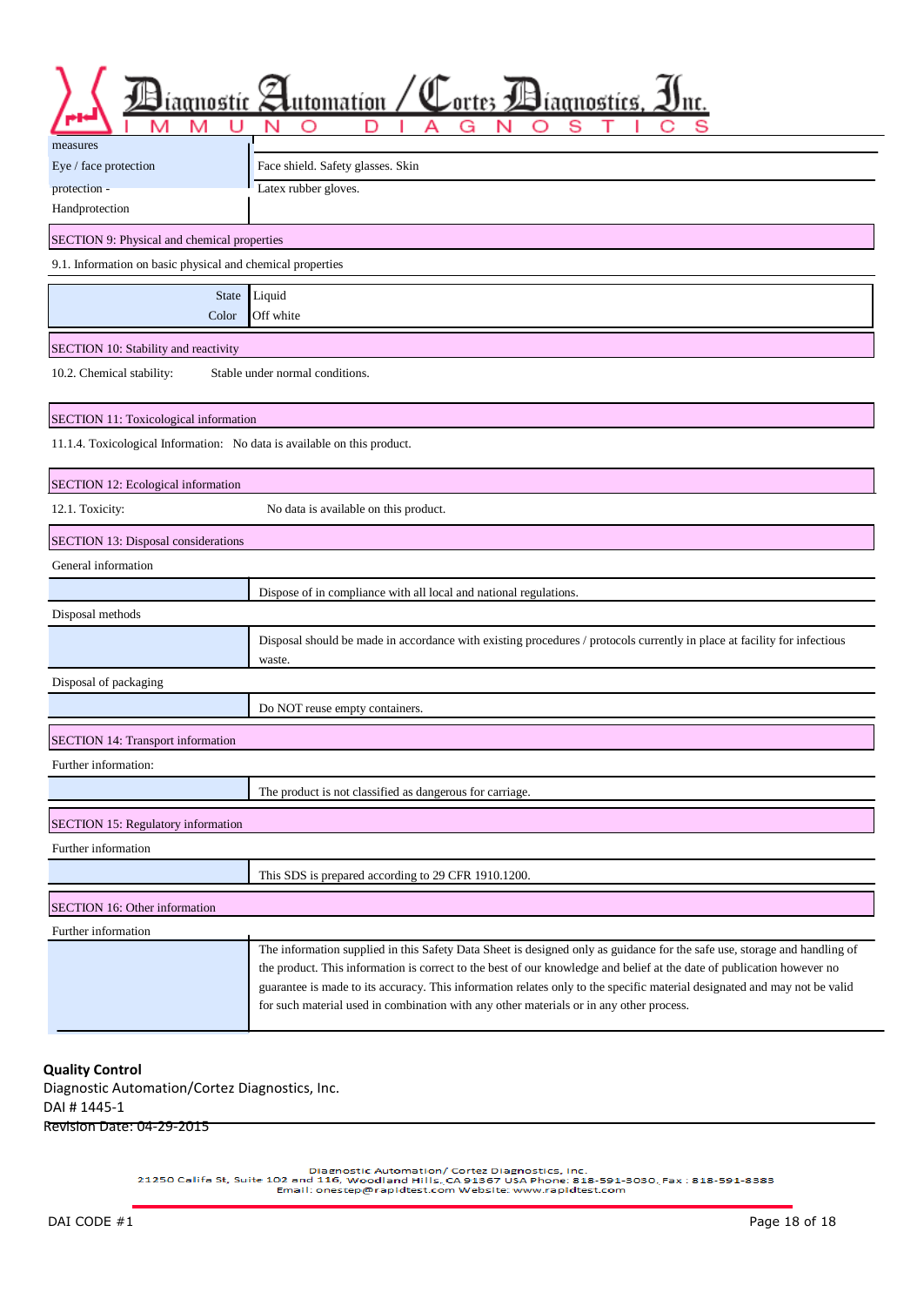| | |
|---|---|
| measures | |
| Eye / face protection | Face shield. Safety glasses. Skin |
| protection - Handprotection | Latex rubber gloves. |

## SECTION 9: Physical and chemical properties

9.1. Information on basic physical and chemical properties

| | |
|---|---|
| State | Liquid |
| Color | Off white |

## SECTION 10: Stability and reactivity

10.2. Chemical stability: Stable under normal conditions.

## SECTION 11: Toxicological information

11.1.4. Toxicological Information: No data is available on this product.

## SECTION 12: Ecological information

12.1. Toxicity: No data is available on this product.

## SECTION 13: Disposal considerations

| | |
|---|---|
| General information | |
| | Dispose of in compliance with all local and national regulations. |
| Disposal methods | |
| | Disposal should be made in accordance with existing procedures / protocols currently in place at facility for infectious waste. |
| Disposal of packaging | |
| | Do NOT reuse empty containers. |

## SECTION 14: Transport information

| | |
|---|---|
| Further information: | |
| | The product is not classified as dangerous for carriage. |

## SECTION 15: Regulatory information

| | |
|---|---|
| Further information | |
| | This SDS is prepared according to 29 CFR 1910.1200. |

## SECTION 16: Other information

| | |
|---|---|
| Further information | |
| | The information supplied in this Safety Data Sheet is designed only as guidance for the safe use, storage and handling of the product. This information is correct to the best of our knowledge and belief at the date of publication however no guarantee is made to its accuracy. This information relates only to the specific material designated and may not be valid for such material used in combination with any other materials or in any other process. |

**Quality Control**
Diagnostic Automation/Cortez Diagnostics, Inc.
DAI # 1445-1
Revision Date: 04-29-2015